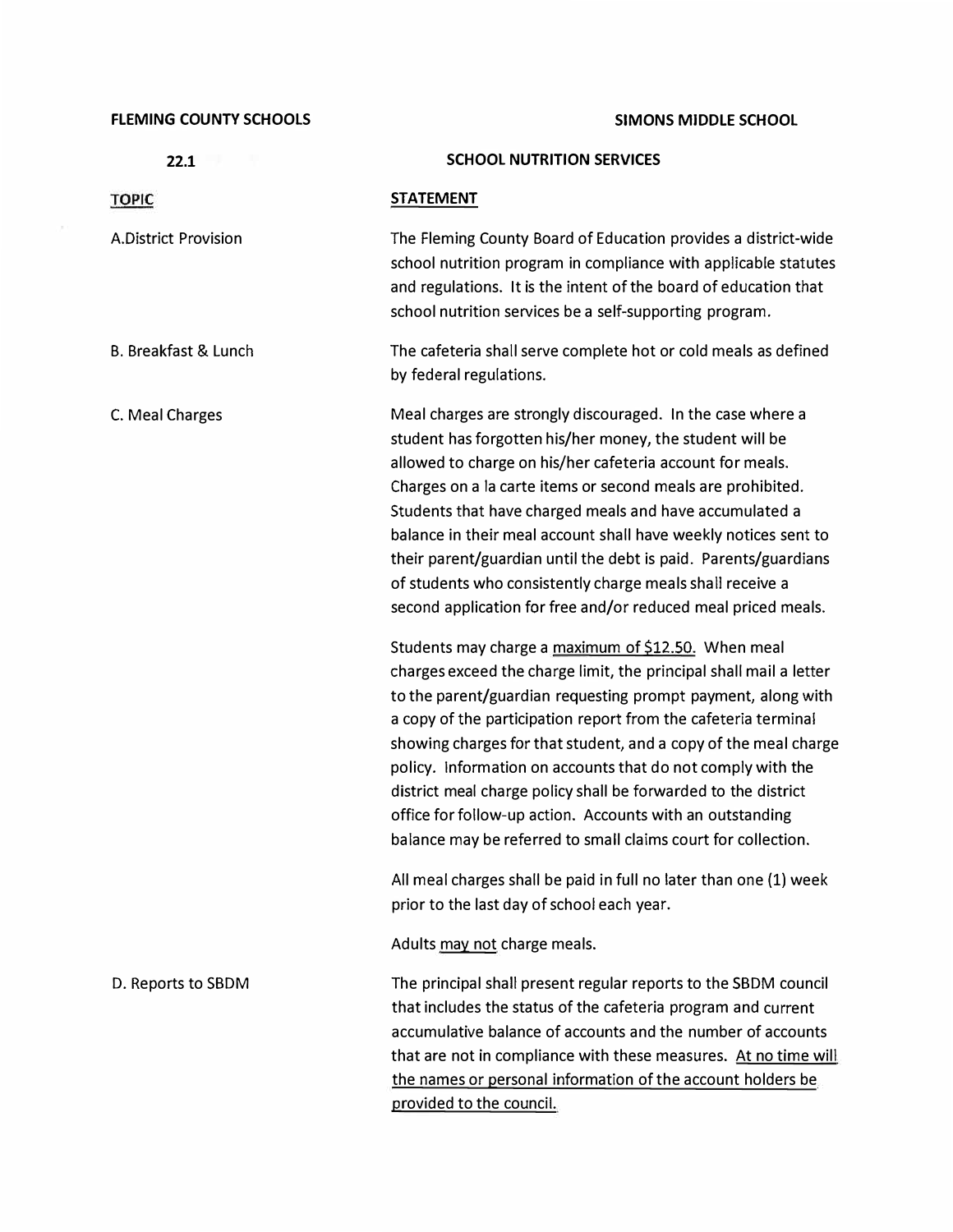**FLEMING COUNTY SCHOOLS** **SIMONS MIDDLE SCHOOL**

**22.1** **SCHOOL NUTRITION SERVICES**

| TOPIC | STATEMENT |
|---|---|
| A.District Provision | The Fleming County Board of Education provides a district-wide school nutrition program in compliance with applicable statutes and regulations. It is the intent of the board of education that school nutrition services be a self-supporting program. |
| B. Breakfast & Lunch | The cafeteria shall serve complete hot or cold meals as defined by federal regulations. |
| C. Meal Charges | Meal charges are strongly discouraged. In the case where a student has forgotten his/her money, the student will be allowed to charge on his/her cafeteria account for meals. Charges on a la carte items or second meals are prohibited. Students that have charged meals and have accumulated a balance in their meal account shall have weekly notices sent to their parent/guardian until the debt is paid. Parents/guardians of students who consistently charge meals shall receive a second application for free and/or reduced meal priced meals.<br><br>Students may charge a <u>maximum of $12.50.</u> When meal charges exceed the charge limit, the principal shall mail a letter to the parent/guardian requesting prompt payment, along with a copy of the participation report from the cafeteria terminal showing charges for that student, and a copy of the meal charge policy. Information on accounts that do not comply with the district meal charge policy shall be forwarded to the district office for follow-up action. Accounts with an outstanding balance may be referred to small claims court for collection.<br><br>All meal charges shall be paid in full no later than one (1) week prior to the last day of school each year.<br><br>Adults <u>may not</u> charge meals. |
| D. Reports to SBDM | The principal shall present regular reports to the SBDM council that includes the status of the cafeteria program and current accumulative balance of accounts and the number of accounts that are not in compliance with these measures. <u>At no time will the names or personal information of the account holders be provided to the council.</u> |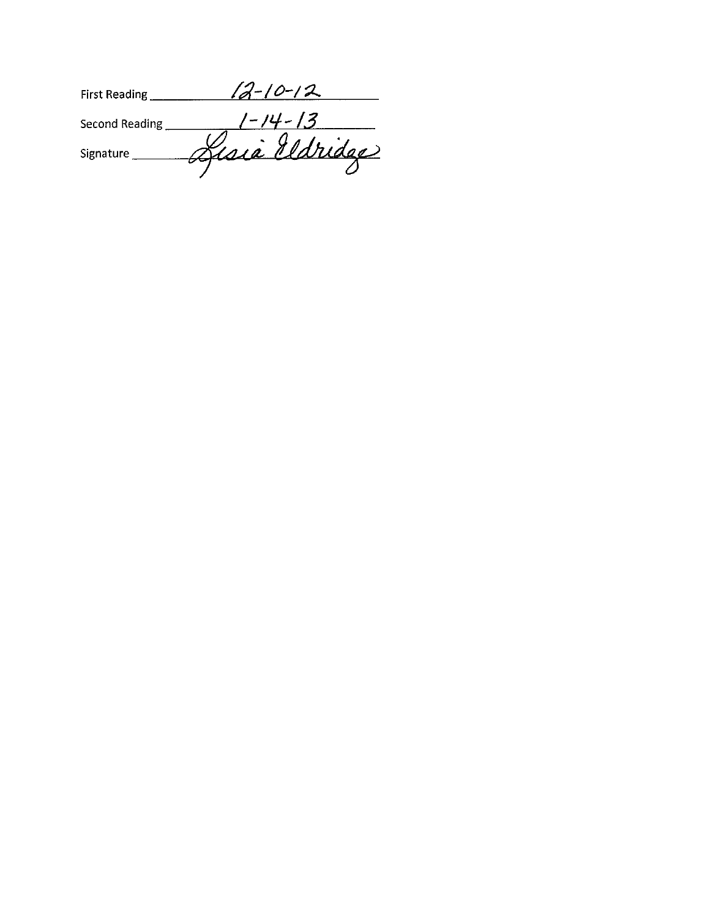First Reading 12-10-12

Second Reading 1-14-13

Signature Lisia Eldridge